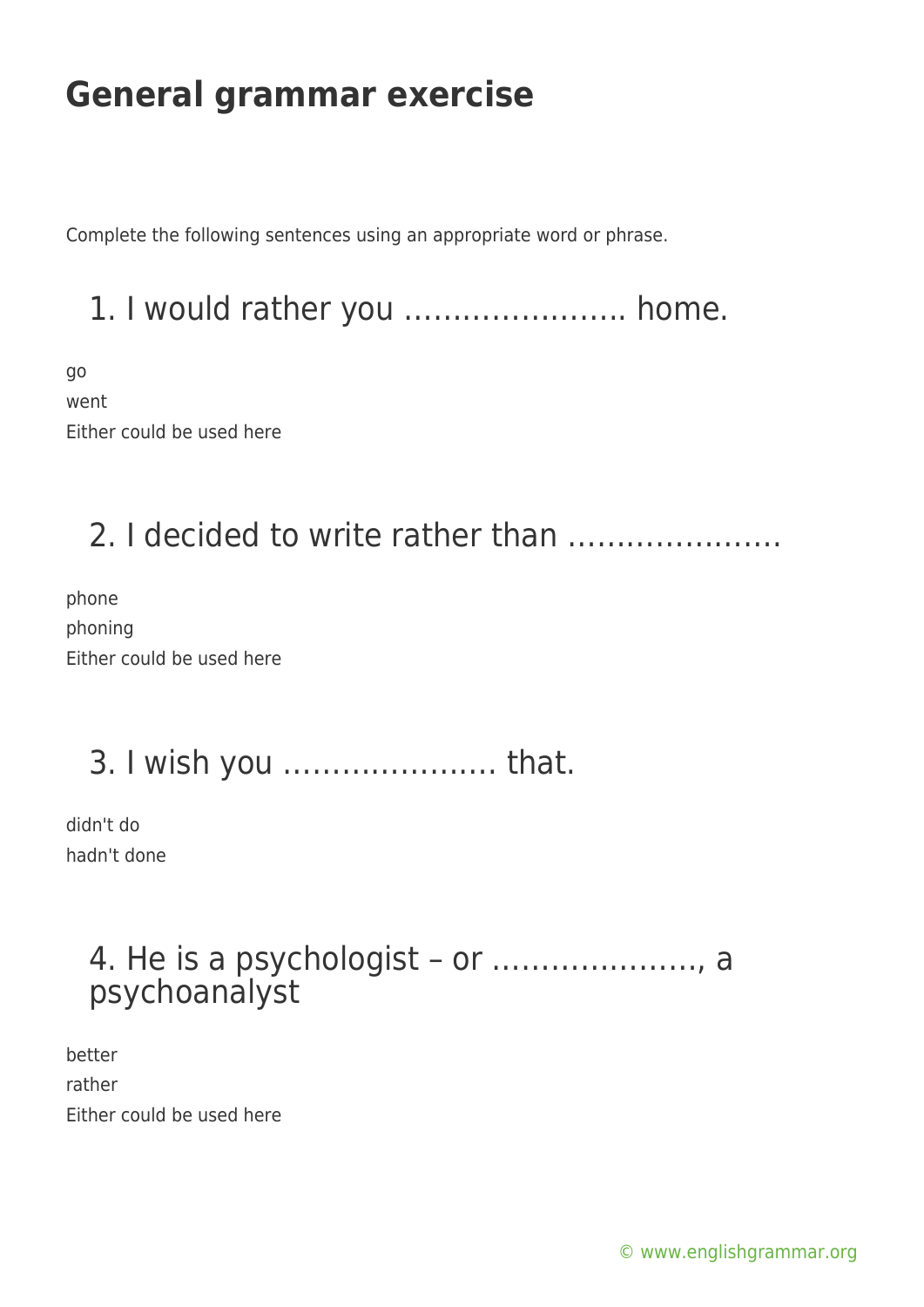# General grammar exercise

Complete the following sentences using an appropriate word or phrase.

## 1. I would rather you ………………….. home.

go
went
Either could be used here

## 2. I decided to write rather than ………………….

phone
phoning
Either could be used here

## 3. I wish you …………………. that.

didn't do
hadn't done

## 4. He is a psychologist – or ………………., a psychoanalyst

better
rather
Either could be used here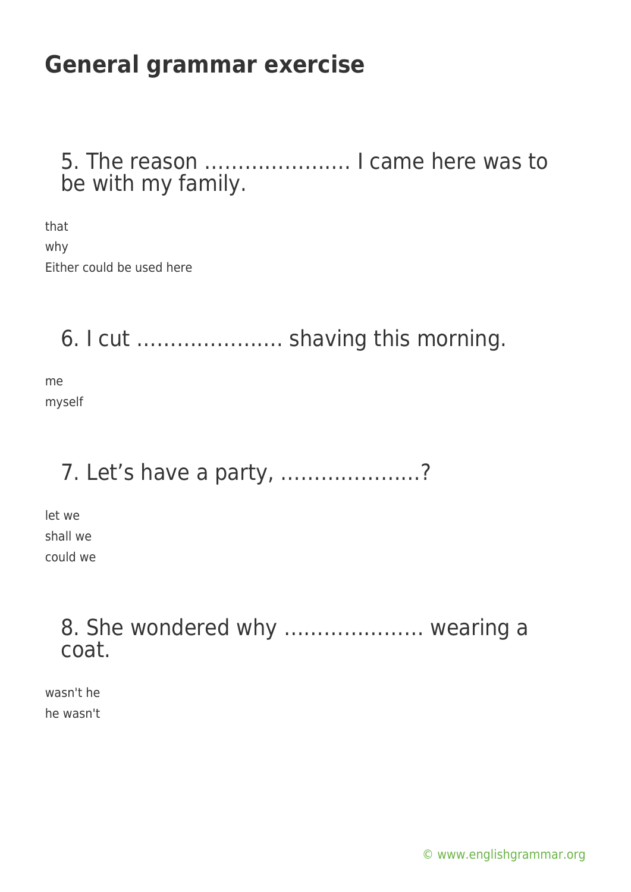# General grammar exercise

5. The reason …………………. I came here was to be with my family.

that
why
Either could be used here

6. I cut …………………. shaving this morning.

me
myself

7. Let's have a party, …………………?

let we
shall we
could we

8. She wondered why ………………… wearing a coat.

wasn't he
he wasn't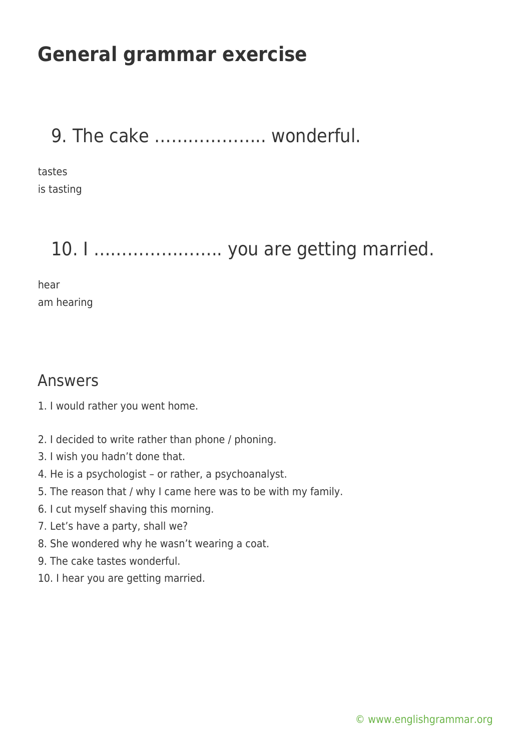# General grammar exercise

## 9. The cake ………………. wonderful.

tastes
is tasting

## 10. I ………………….. you are getting married.

hear
am hearing

## Answers

1. I would rather you went home.

2. I decided to write rather than phone / phoning.
3. I wish you hadn't done that.
4. He is a psychologist – or rather, a psychoanalyst.
5. The reason that / why I came here was to be with my family.
6. I cut myself shaving this morning.
7. Let's have a party, shall we?
8. She wondered why he wasn't wearing a coat.
9. The cake tastes wonderful.
10. I hear you are getting married.